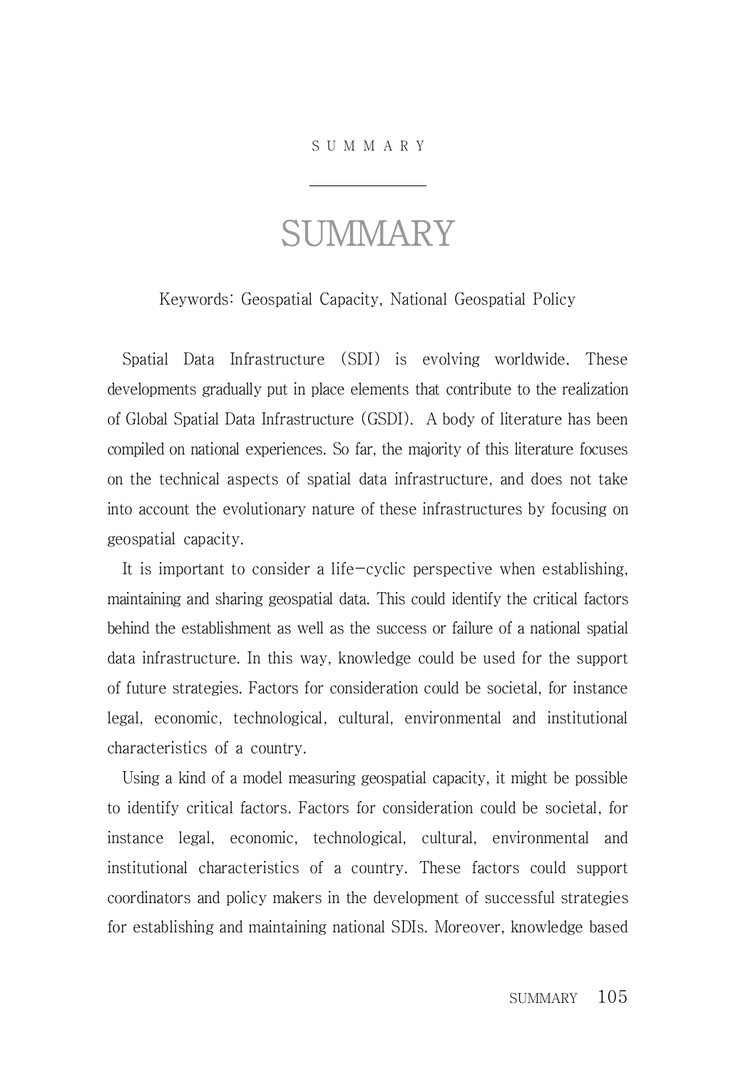# SUMMARY

Keywords: Geospatial Capacity, National Geospatial Policy

Spatial Data Infrastructure (SDI) is evolving worldwide. These developments gradually put in place elements that contribute to the realization of Global Spatial Data Infrastructure (GSDI). A body of literature has been compiled on national experiences. So far, the majority of this literature focuses on the technical aspects of spatial data infrastructure, and does not take into account the evolutionary nature of these infrastructures by focusing on geospatial capacity.

It is important to consider a life-cyclic perspective when establishing, maintaining and sharing geospatial data. This could identify the critical factors behind the establishment as well as the success or failure of a national spatial data infrastructure. In this way, knowledge could be used for the support of future strategies. Factors for consideration could be societal, for instance legal, economic, technological, cultural, environmental and institutional characteristics of a country.

Using a kind of a model measuring geospatial capacity, it might be possible to identify critical factors. Factors for consideration could be societal, for instance legal, economic, technological, cultural, environmental and institutional characteristics of a country. These factors could support coordinators and policy makers in the development of successful strategies for establishing and maintaining national SDIs. Moreover, knowledge based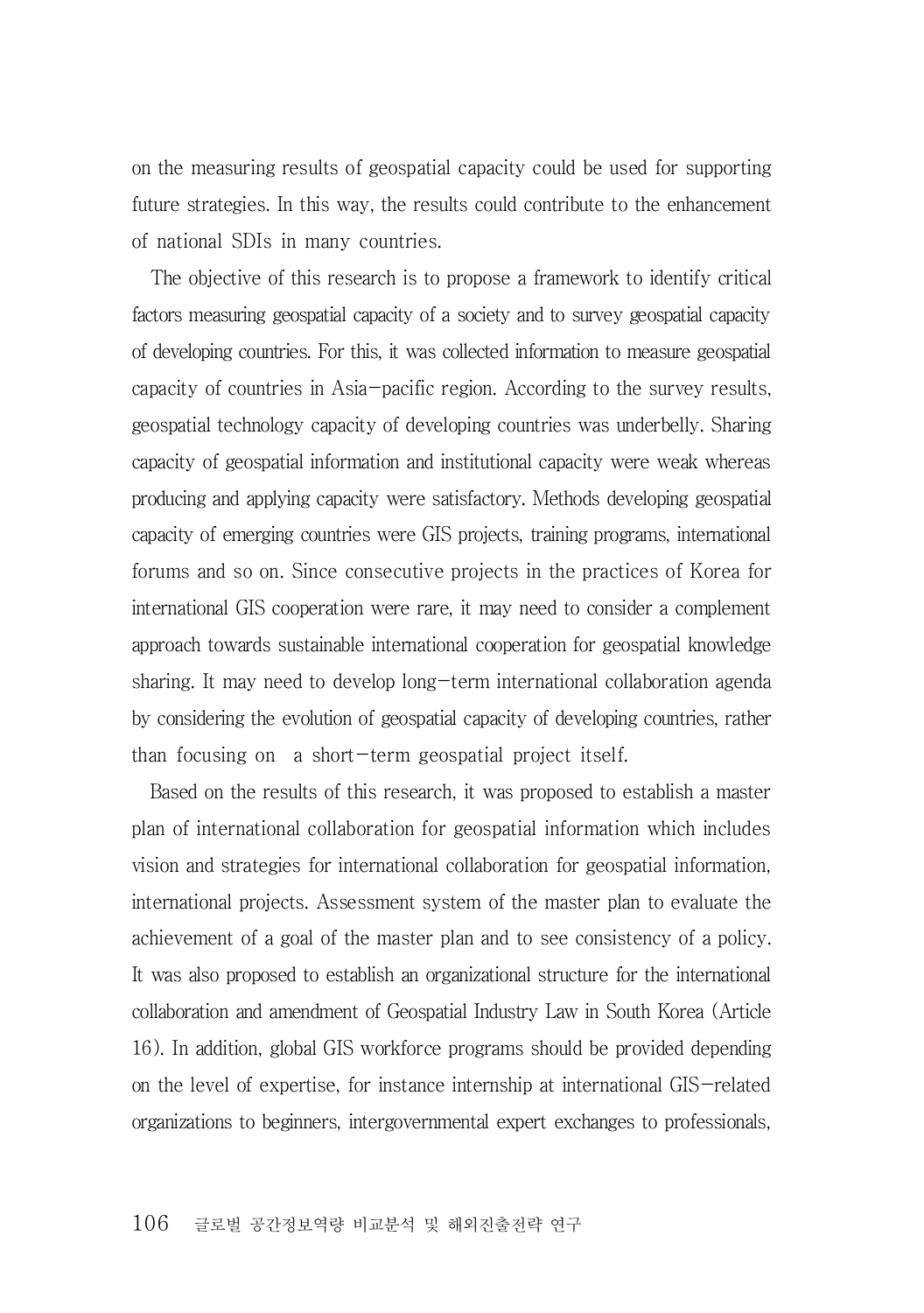on the measuring results of geospatial capacity could be used for supporting future strategies. In this way, the results could contribute to the enhancement of national SDIs in many countries.

The objective of this research is to propose a framework to identify critical factors measuring geospatial capacity of a society and to survey geospatial capacity of developing countries. For this, it was collected information to measure geospatial capacity of countries in Asia-pacific region. According to the survey results, geospatial technology capacity of developing countries was underbelly. Sharing capacity of geospatial information and institutional capacity were weak whereas producing and applying capacity were satisfactory. Methods developing geospatial capacity of emerging countries were GIS projects, training programs, international forums and so on. Since consecutive projects in the practices of Korea for international GIS cooperation were rare, it may need to consider a complement approach towards sustainable international cooperation for geospatial knowledge sharing. It may need to develop long-term international collaboration agenda by considering the evolution of geospatial capacity of developing countries, rather than focusing on a short-term geospatial project itself.

Based on the results of this research, it was proposed to establish a master plan of international collaboration for geospatial information which includes vision and strategies for international collaboration for geospatial information, international projects. Assessment system of the master plan to evaluate the achievement of a goal of the master plan and to see consistency of a policy. It was also proposed to establish an organizational structure for the international collaboration and amendment of Geospatial Industry Law in South Korea (Article 16). In addition, global GIS workforce programs should be provided depending on the level of expertise, for instance internship at international GIS-related organizations to beginners, intergovernmental expert exchanges to professionals,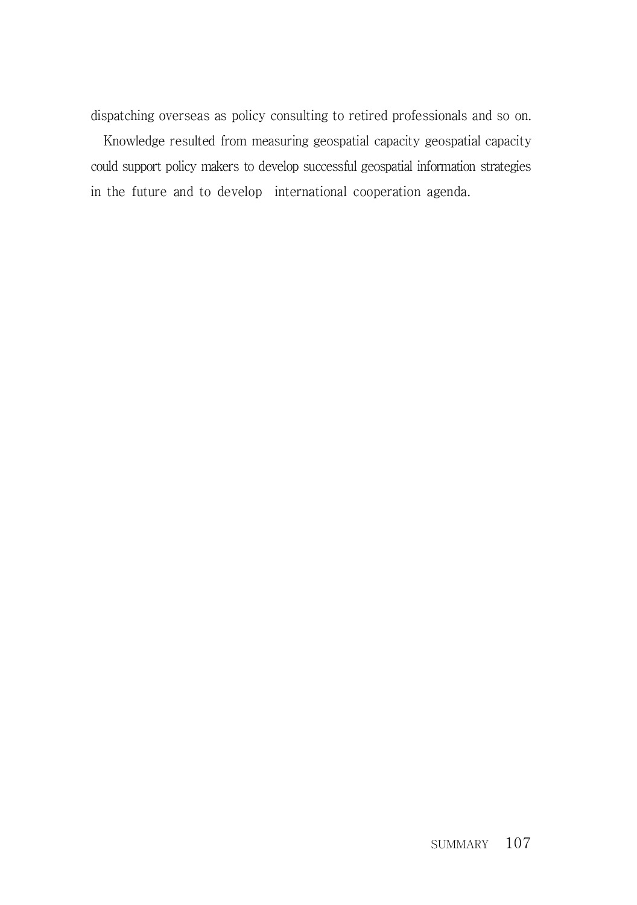dispatching overseas as policy consulting to retired professionals and so on.

Knowledge resulted from measuring geospatial capacity geospatial capacity could support policy makers to develop successful geospatial information strategies in the future and to develop international cooperation agenda.